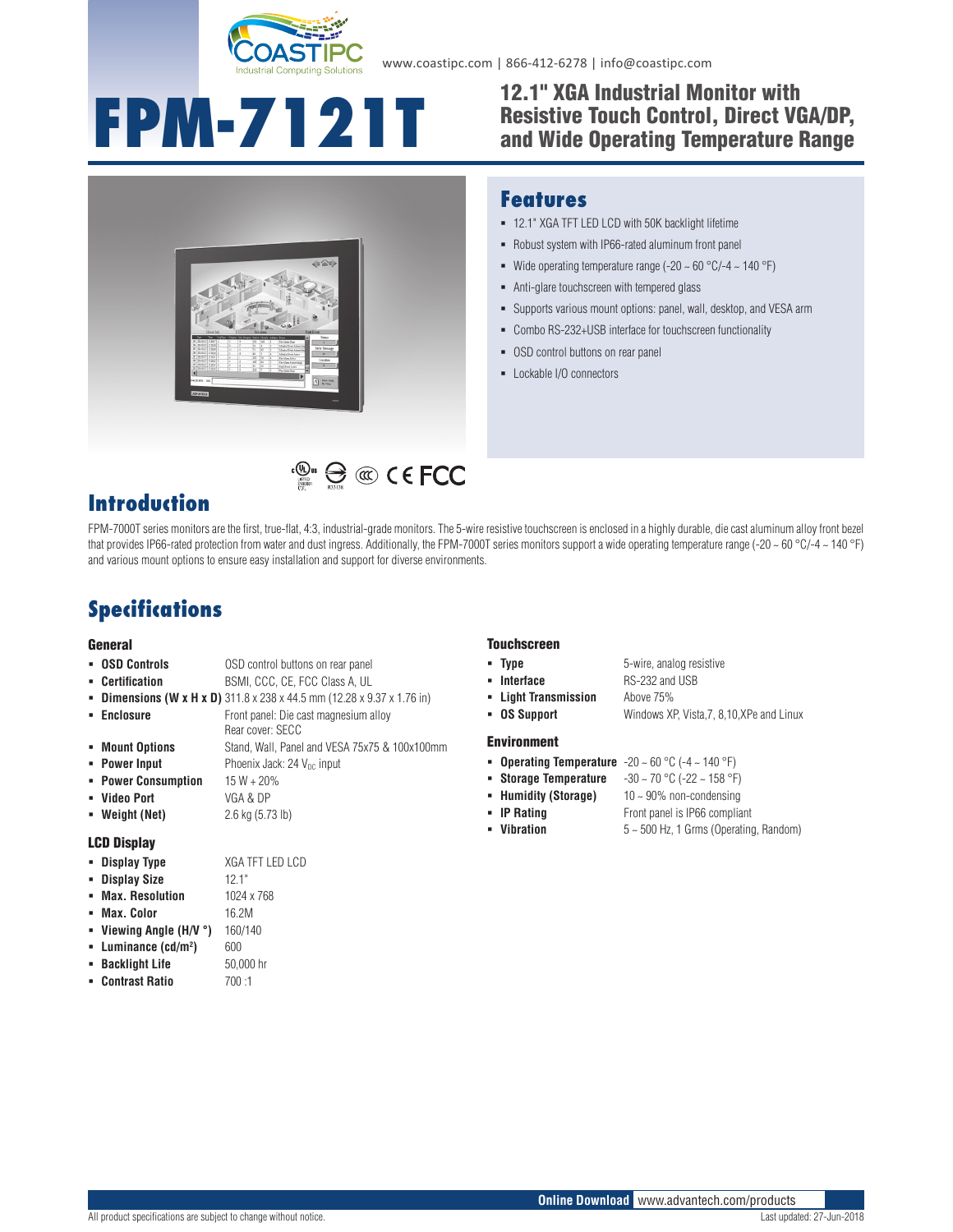www.coastipc.com | 866-412-6278 | info@coastipc.com

# FPM-7121T

## 12.1" XGA Industrial Monitor with Resistive Touch Control, Direct VGA/DP, and Wide Operating Temperature Range

## Features

- 12.1" XGA TFT LED LCD with 50K backlight lifetime
- Robust system with IP66-rated aluminum front panel
- Wide operating temperature range (-20 ~ 60 °C/-4 ~ 140 °F)
- Anti-glare touchscreen with tempered glass
- Supports various mount options: panel, wall, desktop, and VESA arm
- Combo RS-232+USB interface for touchscreen functionality
- OSD control buttons on rear panel
- Lockable I/O connectors

## Introduction

FPM-7000T series monitors are the first, true-flat, 4:3, industrial-grade monitors. The 5-wire resistive touchscreen is enclosed in a highly durable, die cast aluminum alloy front bezel that provides IP66-rated protection from water and dust ingress. Additionally, the FPM-7000T series monitors support a wide operating temperature range (-20 ~ 60 °C/-4 ~ 140 °F) and various mount options to ensure easy installation and support for diverse environments.

## Specifications

### General

- **OSD Controls**: OSD control buttons on rear panel
- **Certification**: BSMI, CCC, CE, FCC Class A, UL
- **Dimensions (W x H x D)**: 311.8 x 238 x 44.5 mm (12.28 x 9.37 x 1.76 in)
- **Enclosure**: Front panel: Die cast magnesium alloy; Rear cover: SECC
- **Mount Options**: Stand, Wall, Panel and VESA 75x75 & 100x100mm
- **Power Input**: Phoenix Jack: 24 $V_{DC}$ input
- **Power Consumption**: 15 W + 20%
- **Video Port**: VGA & DP
- **Weight (Net)**: 2.6 kg (5.73 lb)

### LCD Display

- **Display Type**: XGA TFT LED LCD
- **Display Size**: 12.1"
- **Max. Resolution**: 1024 x 768
- **Max. Color**: 16.2M
- **Viewing Angle (H/V °)**: 160/140
- **Luminance (cd/m²)**: 600
- **Backlight Life**: 50,000 hr
- **Contrast Ratio**: 700 :1

### Touchscreen

- **Type**: 5-wire, analog resistive
- **Interface**: RS-232 and USB
- **Light Transmission**: Above 75%
- **OS Support**: Windows XP, Vista,7, 8,10,XPe and Linux

### Environment

- **Operating Temperature**: -20 ~ 60 °C (-4 ~ 140 °F)
- **Storage Temperature**: -30 ~ 70 °C (-22 ~ 158 °F)
- **Humidity (Storage)**: 10 ~ 90% non-condensing
- **IP Rating**: Front panel is IP66 compliant
- **Vibration**: 5 ~ 500 Hz, 1 Grms (Operating, Random)

**Online Download** www.advantech.com/products

All product specifications are subject to change without notice. Last updated: 27-Jun-2018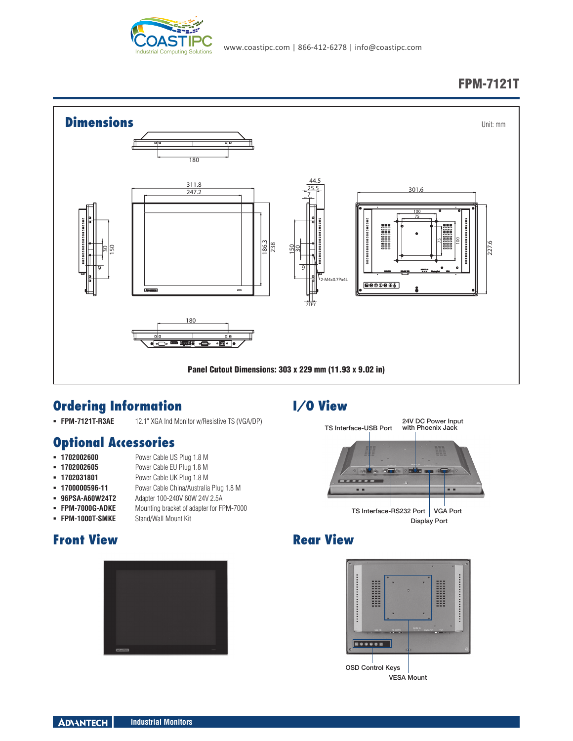# FPM-7121T

## Dimensions

Unit: mm

180

311.8

247.2

30

150

9

186.3

238

44.5

25.5

7

150

30

9

2-M4x0.7Px4L

7TPY

301.6

100

75

75

100

227.6

180

**Panel Cutout Dimensions: 303 x 229 mm (11.93 x 9.02 in)**

## Ordering Information

- **FPM-7121T-R3AE** 12.1" XGA Ind Monitor w/Resistive TS (VGA/DP)

## Optional Accessories

- **1702002600** Power Cable US Plug 1.8 M
- **1702002605** Power Cable EU Plug 1.8 M
- **1702031801** Power Cable UK Plug 1.8 M
- **1700000596-11** Power Cable China/Australia Plug 1.8 M
- **96PSA-A60W24T2** Adapter 100-240V 60W 24V 2.5A
- **FPM-7000G-ADKE** Mounting bracket of adapter for FPM-7000
- **FPM-1000T-SMKE** Stand/Wall Mount Kit

## I/O View

TS Interface-USB Port

24V DC Power Input with Phoenix Jack

TS Interface-RS232 Port

VGA Port

Display Port

## Front View

## Rear View

OSD Control Keys

VESA Mount